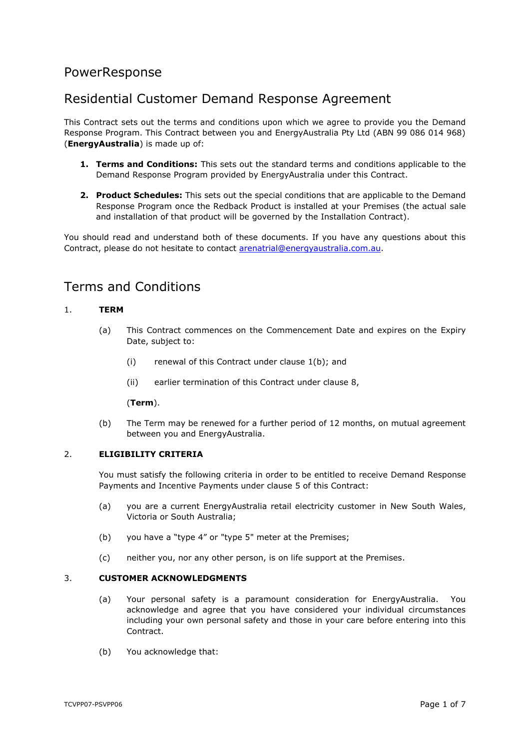# PowerResponse

## Residential Customer Demand Response Agreement

This Contract sets out the terms and conditions upon which we agree to provide you the Demand Response Program. This Contract between you and EnergyAustralia Pty Ltd (ABN 99 086 014 968) (**EnergyAustralia**) is made up of:

1. **Terms and Conditions:** This sets out the standard terms and conditions applicable to the Demand Response Program provided by EnergyAustralia under this Contract.

2. **Product Schedules:** This sets out the special conditions that are applicable to the Demand Response Program once the Redback Product is installed at your Premises (the actual sale and installation of that product will be governed by the Installation Contract).

You should read and understand both of these documents. If you have any questions about this Contract, please do not hesitate to contact arenatrial@energyaustralia.com.au.

## Terms and Conditions

### 1. TERM

(a) This Contract commences on the Commencement Date and expires on the Expiry Date, subject to:

   (i) renewal of this Contract under clause 1(b); and

   (ii) earlier termination of this Contract under clause 8,

   (**Term**).

(b) The Term may be renewed for a further period of 12 months, on mutual agreement between you and EnergyAustralia.

### 2. ELIGIBILITY CRITERIA

You must satisfy the following criteria in order to be entitled to receive Demand Response Payments and Incentive Payments under clause 5 of this Contract:

(a) you are a current EnergyAustralia retail electricity customer in New South Wales, Victoria or South Australia;

(b) you have a "type 4" or "type 5" meter at the Premises;

(c) neither you, nor any other person, is on life support at the Premises.

### 3. CUSTOMER ACKNOWLEDGMENTS

(a) Your personal safety is a paramount consideration for EnergyAustralia. You acknowledge and agree that you have considered your individual circumstances including your own personal safety and those in your care before entering into this Contract.

(b) You acknowledge that: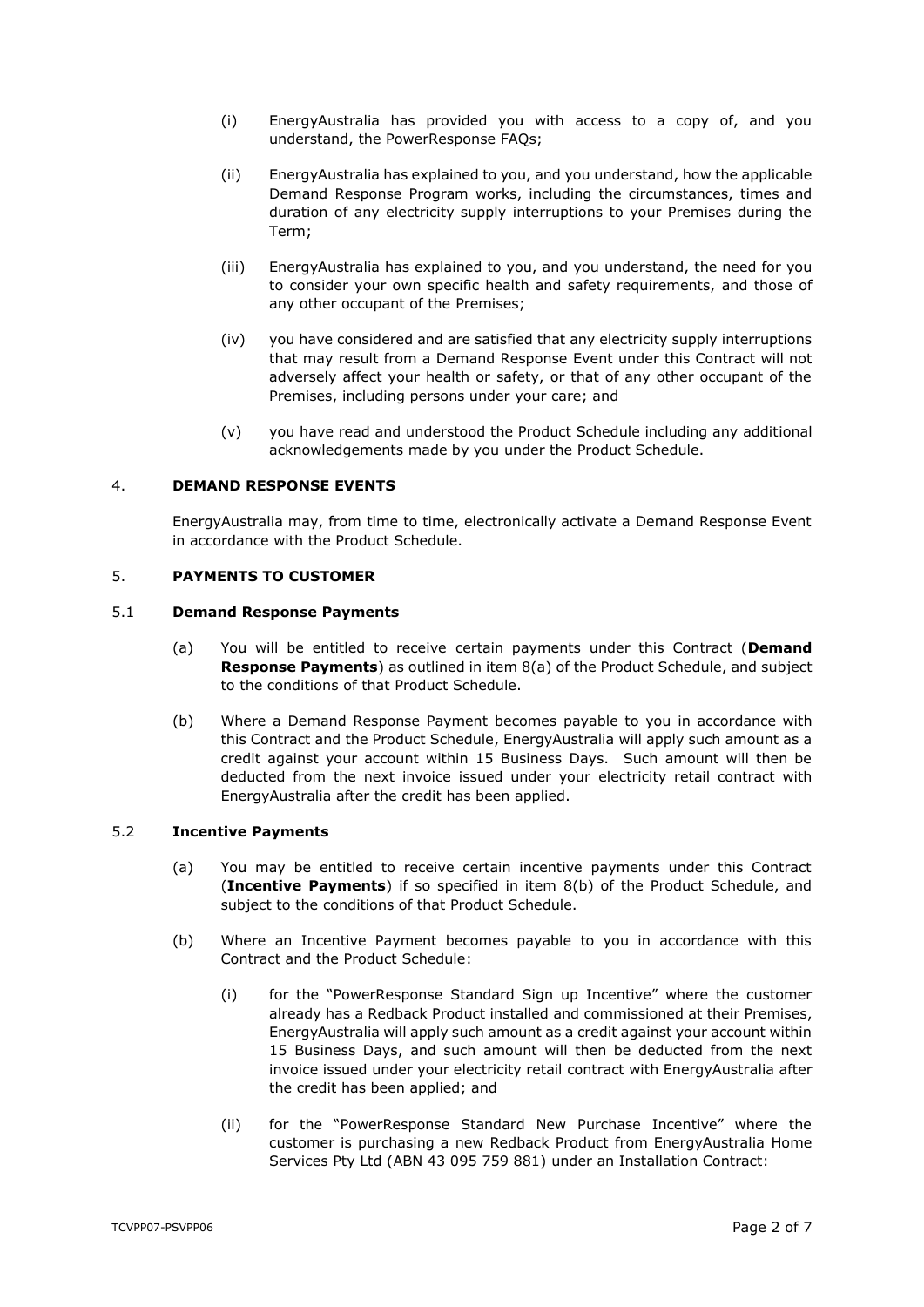(i) EnergyAustralia has provided you with access to a copy of, and you understand, the PowerResponse FAQs;

(ii) EnergyAustralia has explained to you, and you understand, how the applicable Demand Response Program works, including the circumstances, times and duration of any electricity supply interruptions to your Premises during the Term;

(iii) EnergyAustralia has explained to you, and you understand, the need for you to consider your own specific health and safety requirements, and those of any other occupant of the Premises;

(iv) you have considered and are satisfied that any electricity supply interruptions that may result from a Demand Response Event under this Contract will not adversely affect your health or safety, or that of any other occupant of the Premises, including persons under your care; and

(v) you have read and understood the Product Schedule including any additional acknowledgements made by you under the Product Schedule.

## 4. DEMAND RESPONSE EVENTS

EnergyAustralia may, from time to time, electronically activate a Demand Response Event in accordance with the Product Schedule.

## 5. PAYMENTS TO CUSTOMER

### 5.1 Demand Response Payments

(a) You will be entitled to receive certain payments under this Contract (**Demand Response Payments**) as outlined in item 8(a) of the Product Schedule, and subject to the conditions of that Product Schedule.

(b) Where a Demand Response Payment becomes payable to you in accordance with this Contract and the Product Schedule, EnergyAustralia will apply such amount as a credit against your account within 15 Business Days. Such amount will then be deducted from the next invoice issued under your electricity retail contract with EnergyAustralia after the credit has been applied.

### 5.2 Incentive Payments

(a) You may be entitled to receive certain incentive payments under this Contract (**Incentive Payments**) if so specified in item 8(b) of the Product Schedule, and subject to the conditions of that Product Schedule.

(b) Where an Incentive Payment becomes payable to you in accordance with this Contract and the Product Schedule:

(i) for the "PowerResponse Standard Sign up Incentive" where the customer already has a Redback Product installed and commissioned at their Premises, EnergyAustralia will apply such amount as a credit against your account within 15 Business Days, and such amount will then be deducted from the next invoice issued under your electricity retail contract with EnergyAustralia after the credit has been applied; and

(ii) for the "PowerResponse Standard New Purchase Incentive" where the customer is purchasing a new Redback Product from EnergyAustralia Home Services Pty Ltd (ABN 43 095 759 881) under an Installation Contract: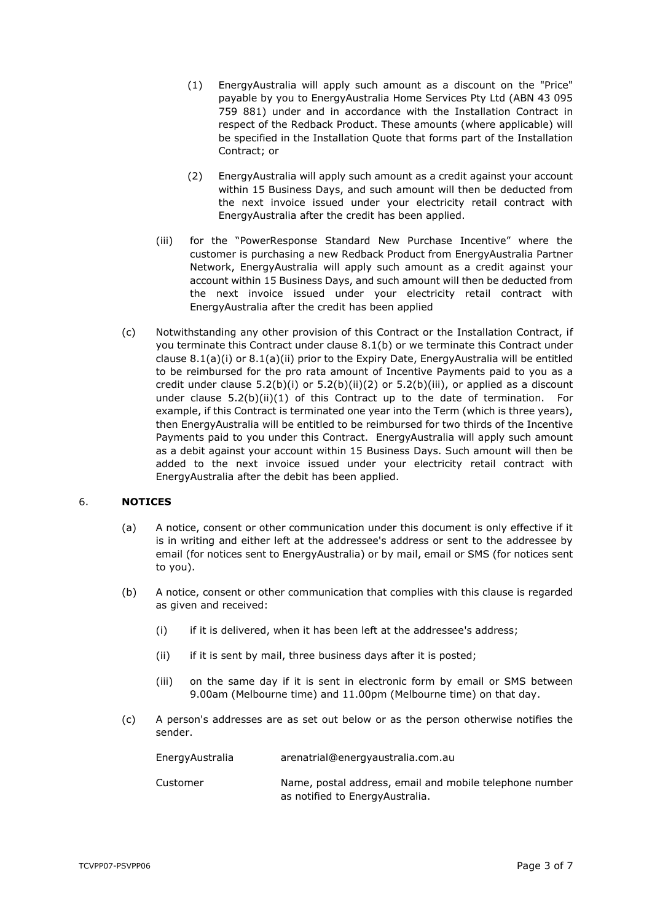(1) EnergyAustralia will apply such amount as a discount on the "Price" payable by you to EnergyAustralia Home Services Pty Ltd (ABN 43 095 759 881) under and in accordance with the Installation Contract in respect of the Redback Product. These amounts (where applicable) will be specified in the Installation Quote that forms part of the Installation Contract; or

(2) EnergyAustralia will apply such amount as a credit against your account within 15 Business Days, and such amount will then be deducted from the next invoice issued under your electricity retail contract with EnergyAustralia after the credit has been applied.

(iii) for the "PowerResponse Standard New Purchase Incentive" where the customer is purchasing a new Redback Product from EnergyAustralia Partner Network, EnergyAustralia will apply such amount as a credit against your account within 15 Business Days, and such amount will then be deducted from the next invoice issued under your electricity retail contract with EnergyAustralia after the credit has been applied

(c) Notwithstanding any other provision of this Contract or the Installation Contract, if you terminate this Contract under clause 8.1(b) or we terminate this Contract under clause 8.1(a)(i) or 8.1(a)(ii) prior to the Expiry Date, EnergyAustralia will be entitled to be reimbursed for the pro rata amount of Incentive Payments paid to you as a credit under clause 5.2(b)(i) or 5.2(b)(ii)(2) or 5.2(b)(iii), or applied as a discount under clause 5.2(b)(ii)(1) of this Contract up to the date of termination. For example, if this Contract is terminated one year into the Term (which is three years), then EnergyAustralia will be entitled to be reimbursed for two thirds of the Incentive Payments paid to you under this Contract. EnergyAustralia will apply such amount as a debit against your account within 15 Business Days. Such amount will then be added to the next invoice issued under your electricity retail contract with EnergyAustralia after the debit has been applied.

## 6. NOTICES

(a) A notice, consent or other communication under this document is only effective if it is in writing and either left at the addressee's address or sent to the addressee by email (for notices sent to EnergyAustralia) or by mail, email or SMS (for notices sent to you).

(b) A notice, consent or other communication that complies with this clause is regarded as given and received:

(i) if it is delivered, when it has been left at the addressee's address;

(ii) if it is sent by mail, three business days after it is posted;

(iii) on the same day if it is sent in electronic form by email or SMS between 9.00am (Melbourne time) and 11.00pm (Melbourne time) on that day.

(c) A person's addresses are as set out below or as the person otherwise notifies the sender.

| | |
|---|---|
| EnergyAustralia | arenatrial@energyaustralia.com.au |
| Customer | Name, postal address, email and mobile telephone number as notified to EnergyAustralia. |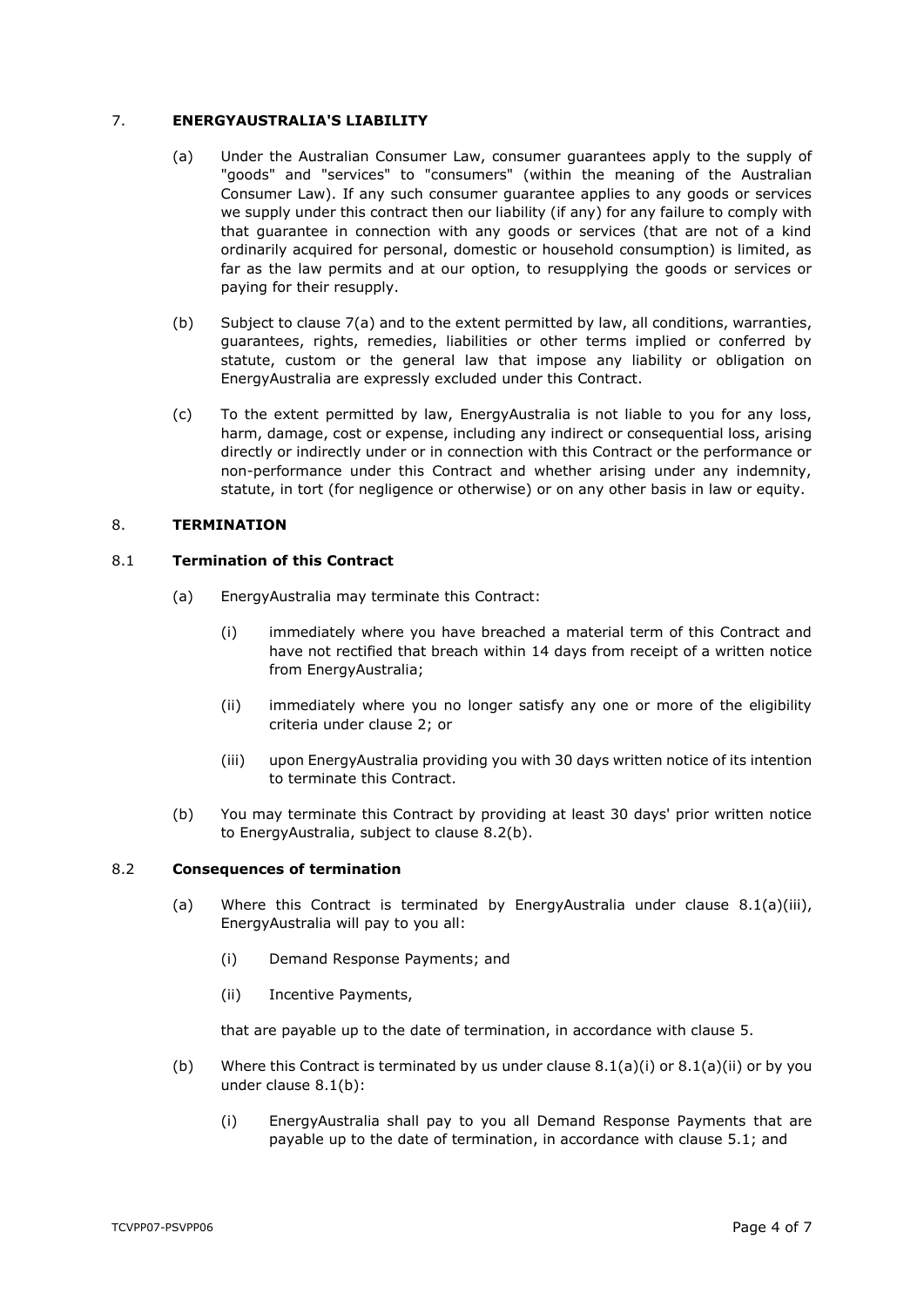## 7. ENERGYAUSTRALIA'S LIABILITY

(a) Under the Australian Consumer Law, consumer guarantees apply to the supply of "goods" and "services" to "consumers" (within the meaning of the Australian Consumer Law). If any such consumer guarantee applies to any goods or services we supply under this contract then our liability (if any) for any failure to comply with that guarantee in connection with any goods or services (that are not of a kind ordinarily acquired for personal, domestic or household consumption) is limited, as far as the law permits and at our option, to resupplying the goods or services or paying for their resupply.

(b) Subject to clause 7(a) and to the extent permitted by law, all conditions, warranties, guarantees, rights, remedies, liabilities or other terms implied or conferred by statute, custom or the general law that impose any liability or obligation on EnergyAustralia are expressly excluded under this Contract.

(c) To the extent permitted by law, EnergyAustralia is not liable to you for any loss, harm, damage, cost or expense, including any indirect or consequential loss, arising directly or indirectly under or in connection with this Contract or the performance or non-performance under this Contract and whether arising under any indemnity, statute, in tort (for negligence or otherwise) or on any other basis in law or equity.

## 8. TERMINATION

### 8.1 Termination of this Contract

(a) EnergyAustralia may terminate this Contract:

(i) immediately where you have breached a material term of this Contract and have not rectified that breach within 14 days from receipt of a written notice from EnergyAustralia;

(ii) immediately where you no longer satisfy any one or more of the eligibility criteria under clause 2; or

(iii) upon EnergyAustralia providing you with 30 days written notice of its intention to terminate this Contract.

(b) You may terminate this Contract by providing at least 30 days' prior written notice to EnergyAustralia, subject to clause 8.2(b).

### 8.2 Consequences of termination

(a) Where this Contract is terminated by EnergyAustralia under clause 8.1(a)(iii), EnergyAustralia will pay to you all:

(i) Demand Response Payments; and

(ii) Incentive Payments,

that are payable up to the date of termination, in accordance with clause 5.

(b) Where this Contract is terminated by us under clause 8.1(a)(i) or 8.1(a)(ii) or by you under clause 8.1(b):

(i) EnergyAustralia shall pay to you all Demand Response Payments that are payable up to the date of termination, in accordance with clause 5.1; and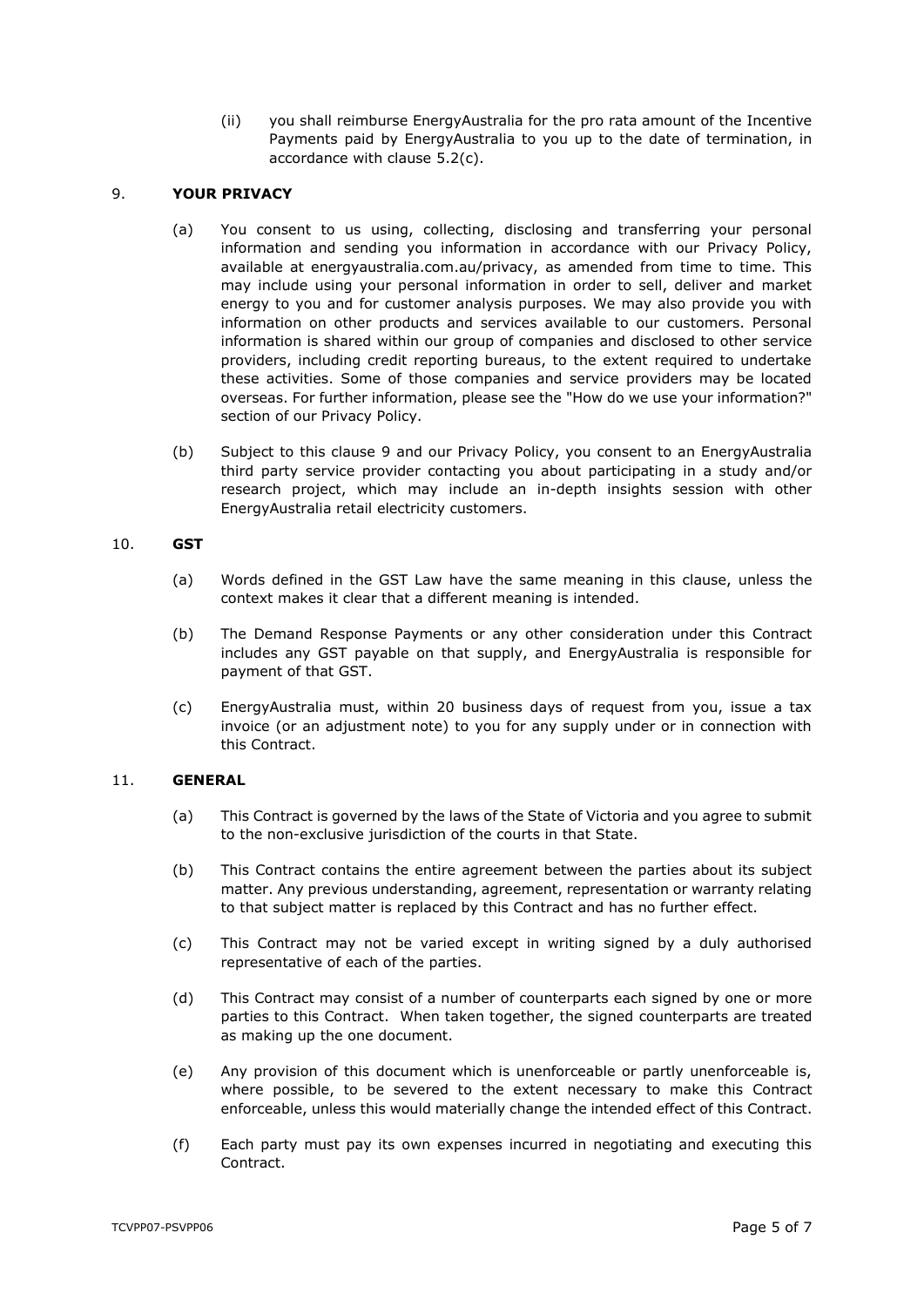(ii) you shall reimburse EnergyAustralia for the pro rata amount of the Incentive Payments paid by EnergyAustralia to you up to the date of termination, in accordance with clause 5.2(c).

## 9. YOUR PRIVACY

(a) You consent to us using, collecting, disclosing and transferring your personal information and sending you information in accordance with our Privacy Policy, available at energyaustralia.com.au/privacy, as amended from time to time. This may include using your personal information in order to sell, deliver and market energy to you and for customer analysis purposes. We may also provide you with information on other products and services available to our customers. Personal information is shared within our group of companies and disclosed to other service providers, including credit reporting bureaus, to the extent required to undertake these activities. Some of those companies and service providers may be located overseas. For further information, please see the "How do we use your information?" section of our Privacy Policy.

(b) Subject to this clause 9 and our Privacy Policy, you consent to an EnergyAustralia third party service provider contacting you about participating in a study and/or research project, which may include an in-depth insights session with other EnergyAustralia retail electricity customers.

## 10. GST

(a) Words defined in the GST Law have the same meaning in this clause, unless the context makes it clear that a different meaning is intended.

(b) The Demand Response Payments or any other consideration under this Contract includes any GST payable on that supply, and EnergyAustralia is responsible for payment of that GST.

(c) EnergyAustralia must, within 20 business days of request from you, issue a tax invoice (or an adjustment note) to you for any supply under or in connection with this Contract.

## 11. GENERAL

(a) This Contract is governed by the laws of the State of Victoria and you agree to submit to the non-exclusive jurisdiction of the courts in that State.

(b) This Contract contains the entire agreement between the parties about its subject matter. Any previous understanding, agreement, representation or warranty relating to that subject matter is replaced by this Contract and has no further effect.

(c) This Contract may not be varied except in writing signed by a duly authorised representative of each of the parties.

(d) This Contract may consist of a number of counterparts each signed by one or more parties to this Contract. When taken together, the signed counterparts are treated as making up the one document.

(e) Any provision of this document which is unenforceable or partly unenforceable is, where possible, to be severed to the extent necessary to make this Contract enforceable, unless this would materially change the intended effect of this Contract.

(f) Each party must pay its own expenses incurred in negotiating and executing this Contract.

TCVPP07-PSVPP06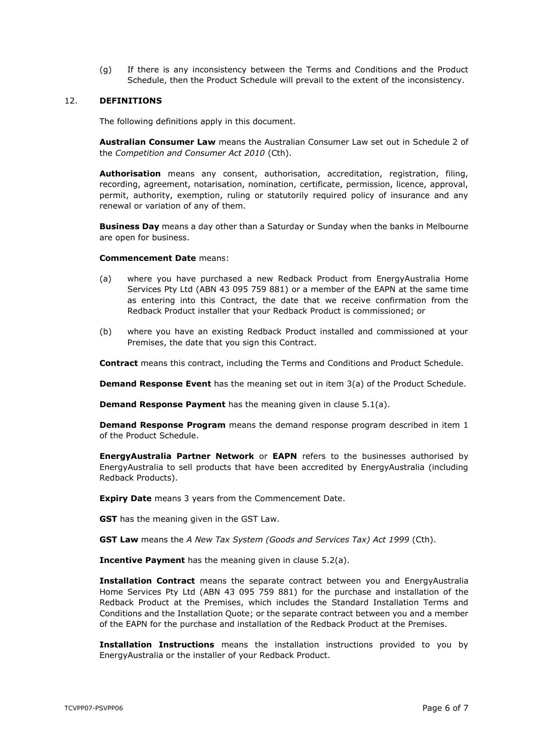(g) If there is any inconsistency between the Terms and Conditions and the Product Schedule, then the Product Schedule will prevail to the extent of the inconsistency.

## 12. DEFINITIONS

The following definitions apply in this document.

**Australian Consumer Law** means the Australian Consumer Law set out in Schedule 2 of the *Competition and Consumer Act 2010* (Cth).

**Authorisation** means any consent, authorisation, accreditation, registration, filing, recording, agreement, notarisation, nomination, certificate, permission, licence, approval, permit, authority, exemption, ruling or statutorily required policy of insurance and any renewal or variation of any of them.

**Business Day** means a day other than a Saturday or Sunday when the banks in Melbourne are open for business.

**Commencement Date** means:

(a) where you have purchased a new Redback Product from EnergyAustralia Home Services Pty Ltd (ABN 43 095 759 881) or a member of the EAPN at the same time as entering into this Contract, the date that we receive confirmation from the Redback Product installer that your Redback Product is commissioned; or

(b) where you have an existing Redback Product installed and commissioned at your Premises, the date that you sign this Contract.

**Contract** means this contract, including the Terms and Conditions and Product Schedule.

**Demand Response Event** has the meaning set out in item 3(a) of the Product Schedule.

**Demand Response Payment** has the meaning given in clause 5.1(a).

**Demand Response Program** means the demand response program described in item 1 of the Product Schedule.

**EnergyAustralia Partner Network** or **EAPN** refers to the businesses authorised by EnergyAustralia to sell products that have been accredited by EnergyAustralia (including Redback Products).

**Expiry Date** means 3 years from the Commencement Date.

**GST** has the meaning given in the GST Law.

**GST Law** means the *A New Tax System (Goods and Services Tax) Act 1999* (Cth).

**Incentive Payment** has the meaning given in clause 5.2(a).

**Installation Contract** means the separate contract between you and EnergyAustralia Home Services Pty Ltd (ABN 43 095 759 881) for the purchase and installation of the Redback Product at the Premises, which includes the Standard Installation Terms and Conditions and the Installation Quote; or the separate contract between you and a member of the EAPN for the purchase and installation of the Redback Product at the Premises.

**Installation Instructions** means the installation instructions provided to you by EnergyAustralia or the installer of your Redback Product.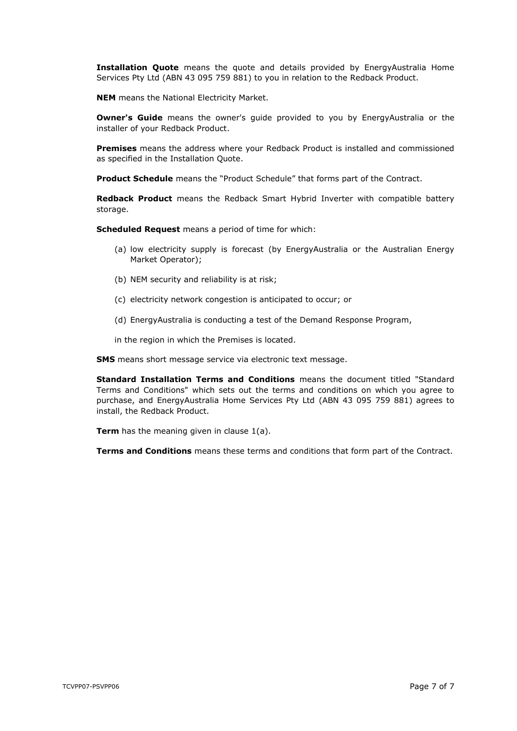**Installation Quote** means the quote and details provided by EnergyAustralia Home Services Pty Ltd (ABN 43 095 759 881) to you in relation to the Redback Product.

**NEM** means the National Electricity Market.

**Owner's Guide** means the owner's guide provided to you by EnergyAustralia or the installer of your Redback Product.

**Premises** means the address where your Redback Product is installed and commissioned as specified in the Installation Quote.

**Product Schedule** means the "Product Schedule" that forms part of the Contract.

**Redback Product** means the Redback Smart Hybrid Inverter with compatible battery storage.

**Scheduled Request** means a period of time for which:

(a) low electricity supply is forecast (by EnergyAustralia or the Australian Energy Market Operator);

(b) NEM security and reliability is at risk;

(c) electricity network congestion is anticipated to occur; or

(d) EnergyAustralia is conducting a test of the Demand Response Program,

in the region in which the Premises is located.

**SMS** means short message service via electronic text message.

**Standard Installation Terms and Conditions** means the document titled "Standard Terms and Conditions" which sets out the terms and conditions on which you agree to purchase, and EnergyAustralia Home Services Pty Ltd (ABN 43 095 759 881) agrees to install, the Redback Product.

**Term** has the meaning given in clause 1(a).

**Terms and Conditions** means these terms and conditions that form part of the Contract.

TCVPP07-PSVPP06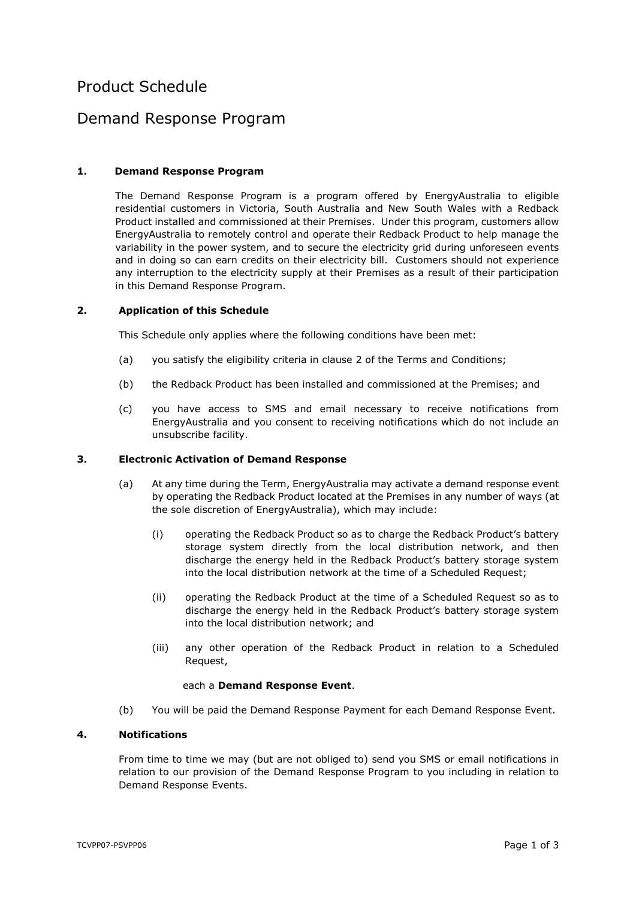# Product Schedule

# Demand Response Program

## 1. Demand Response Program

The Demand Response Program is a program offered by EnergyAustralia to eligible residential customers in Victoria, South Australia and New South Wales with a Redback Product installed and commissioned at their Premises. Under this program, customers allow EnergyAustralia to remotely control and operate their Redback Product to help manage the variability in the power system, and to secure the electricity grid during unforeseen events and in doing so can earn credits on their electricity bill. Customers should not experience any interruption to the electricity supply at their Premises as a result of their participation in this Demand Response Program.

## 2. Application of this Schedule

This Schedule only applies where the following conditions have been met:

(a) you satisfy the eligibility criteria in clause 2 of the Terms and Conditions;

(b) the Redback Product has been installed and commissioned at the Premises; and

(c) you have access to SMS and email necessary to receive notifications from EnergyAustralia and you consent to receiving notifications which do not include an unsubscribe facility.

## 3. Electronic Activation of Demand Response

(a) At any time during the Term, EnergyAustralia may activate a demand response event by operating the Redback Product located at the Premises in any number of ways (at the sole discretion of EnergyAustralia), which may include:

  (i) operating the Redback Product so as to charge the Redback Product's battery storage system directly from the local distribution network, and then discharge the energy held in the Redback Product's battery storage system into the local distribution network at the time of a Scheduled Request;

  (ii) operating the Redback Product at the time of a Scheduled Request so as to discharge the energy held in the Redback Product's battery storage system into the local distribution network; and

  (iii) any other operation of the Redback Product in relation to a Scheduled Request,

  each a **Demand Response Event**.

(b) You will be paid the Demand Response Payment for each Demand Response Event.

## 4. Notifications

From time to time we may (but are not obliged to) send you SMS or email notifications in relation to our provision of the Demand Response Program to you including in relation to Demand Response Events.

TCVPP07-PSVPP06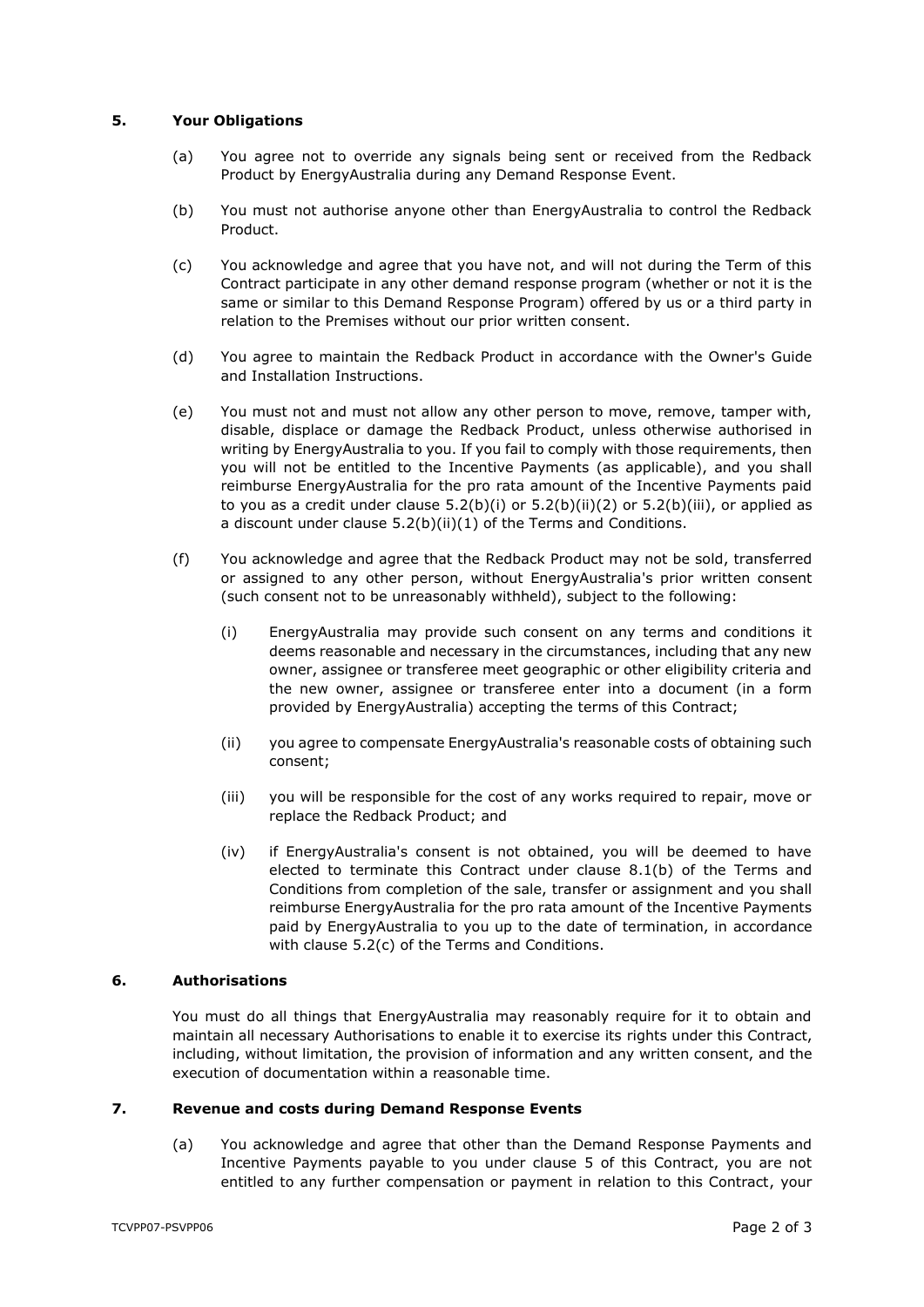## 5. Your Obligations

(a) You agree not to override any signals being sent or received from the Redback Product by EnergyAustralia during any Demand Response Event.

(b) You must not authorise anyone other than EnergyAustralia to control the Redback Product.

(c) You acknowledge and agree that you have not, and will not during the Term of this Contract participate in any other demand response program (whether or not it is the same or similar to this Demand Response Program) offered by us or a third party in relation to the Premises without our prior written consent.

(d) You agree to maintain the Redback Product in accordance with the Owner's Guide and Installation Instructions.

(e) You must not and must not allow any other person to move, remove, tamper with, disable, displace or damage the Redback Product, unless otherwise authorised in writing by EnergyAustralia to you. If you fail to comply with those requirements, then you will not be entitled to the Incentive Payments (as applicable), and you shall reimburse EnergyAustralia for the pro rata amount of the Incentive Payments paid to you as a credit under clause 5.2(b)(i) or 5.2(b)(ii)(2) or 5.2(b)(iii), or applied as a discount under clause 5.2(b)(ii)(1) of the Terms and Conditions.

(f) You acknowledge and agree that the Redback Product may not be sold, transferred or assigned to any other person, without EnergyAustralia's prior written consent (such consent not to be unreasonably withheld), subject to the following:

   (i) EnergyAustralia may provide such consent on any terms and conditions it deems reasonable and necessary in the circumstances, including that any new owner, assignee or transferee meet geographic or other eligibility criteria and the new owner, assignee or transferee enter into a document (in a form provided by EnergyAustralia) accepting the terms of this Contract;

   (ii) you agree to compensate EnergyAustralia's reasonable costs of obtaining such consent;

   (iii) you will be responsible for the cost of any works required to repair, move or replace the Redback Product; and

   (iv) if EnergyAustralia's consent is not obtained, you will be deemed to have elected to terminate this Contract under clause 8.1(b) of the Terms and Conditions from completion of the sale, transfer or assignment and you shall reimburse EnergyAustralia for the pro rata amount of the Incentive Payments paid by EnergyAustralia to you up to the date of termination, in accordance with clause 5.2(c) of the Terms and Conditions.

## 6. Authorisations

You must do all things that EnergyAustralia may reasonably require for it to obtain and maintain all necessary Authorisations to enable it to exercise its rights under this Contract, including, without limitation, the provision of information and any written consent, and the execution of documentation within a reasonable time.

## 7. Revenue and costs during Demand Response Events

(a) You acknowledge and agree that other than the Demand Response Payments and Incentive Payments payable to you under clause 5 of this Contract, you are not entitled to any further compensation or payment in relation to this Contract, your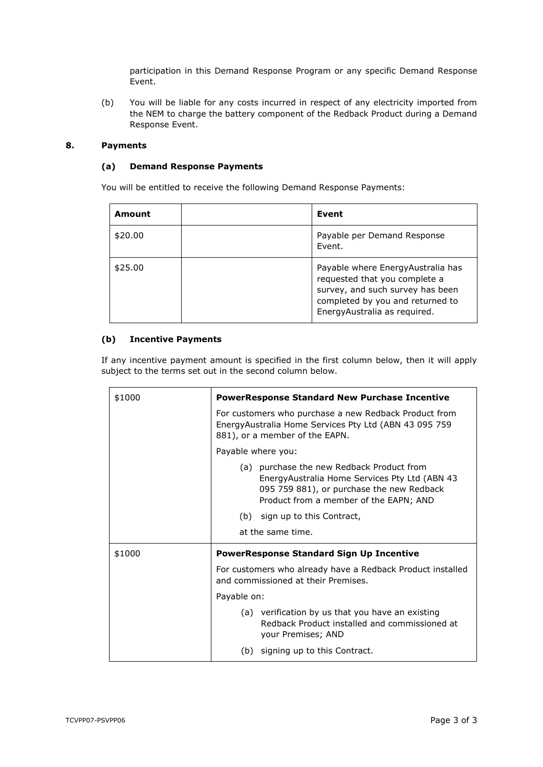participation in this Demand Response Program or any specific Demand Response Event.

(b) You will be liable for any costs incurred in respect of any electricity imported from the NEM to charge the battery component of the Redback Product during a Demand Response Event.

## 8. Payments

### (a) Demand Response Payments

You will be entitled to receive the following Demand Response Payments:

| Amount | | Event |
|---|---|---|
| $20.00 | | Payable per Demand Response Event. |
| $25.00 | | Payable where EnergyAustralia has requested that you complete a survey, and such survey has been completed by you and returned to EnergyAustralia as required. |

### (b) Incentive Payments

If any incentive payment amount is specified in the first column below, then it will apply subject to the terms set out in the second column below.

| | |
|---|---|
| $1000 | **PowerResponse Standard New Purchase Incentive**<br><br>For customers who purchase a new Redback Product from EnergyAustralia Home Services Pty Ltd (ABN 43 095 759 881), or a member of the EAPN.<br><br>Payable where you:<br><br>(a) purchase the new Redback Product from EnergyAustralia Home Services Pty Ltd (ABN 43 095 759 881), or purchase the new Redback Product from a member of the EAPN; AND<br><br>(b) sign up to this Contract,<br><br>at the same time. |
| $1000 | **PowerResponse Standard Sign Up Incentive**<br><br>For customers who already have a Redback Product installed and commissioned at their Premises.<br><br>Payable on:<br><br>(a) verification by us that you have an existing Redback Product installed and commissioned at your Premises; AND<br><br>(b) signing up to this Contract. |

TCVPP07-PSVPP06